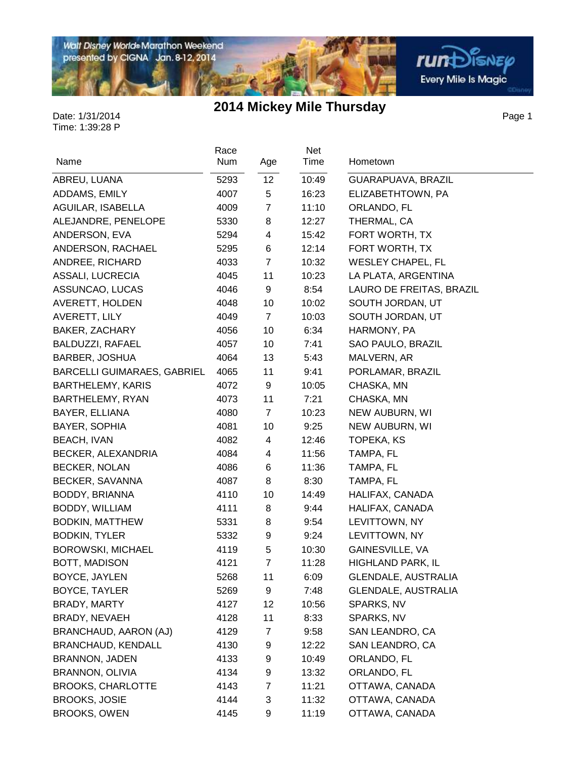# 2014 Mickey Mile Thursday

Date: 1/31/2014
Time: 1:39:28 P

| Name | Race Num | Age | Net Time | Hometown |
|---|---|---|---|---|
| ABREU, LUANA | 5293 | 12 | 10:49 | GUARAPUAVA, BRAZIL |
| ADDAMS, EMILY | 4007 | 5 | 16:23 | ELIZABETHTOWN, PA |
| AGUILAR, ISABELLA | 4009 | 7 | 11:10 | ORLANDO, FL |
| ALEJANDRE, PENELOPE | 5330 | 8 | 12:27 | THERMAL, CA |
| ANDERSON, EVA | 5294 | 4 | 15:42 | FORT WORTH, TX |
| ANDERSON, RACHAEL | 5295 | 6 | 12:14 | FORT WORTH, TX |
| ANDREE, RICHARD | 4033 | 7 | 10:32 | WESLEY CHAPEL, FL |
| ASSALI, LUCRECIA | 4045 | 11 | 10:23 | LA PLATA, ARGENTINA |
| ASSUNCAO, LUCAS | 4046 | 9 | 8:54 | LAURO DE FREITAS, BRAZIL |
| AVERETT, HOLDEN | 4048 | 10 | 10:02 | SOUTH JORDAN, UT |
| AVERETT, LILY | 4049 | 7 | 10:03 | SOUTH JORDAN, UT |
| BAKER, ZACHARY | 4056 | 10 | 6:34 | HARMONY, PA |
| BALDUZZI, RAFAEL | 4057 | 10 | 7:41 | SAO PAULO, BRAZIL |
| BARBER, JOSHUA | 4064 | 13 | 5:43 | MALVERN, AR |
| BARCELLI GUIMARAES, GABRIEL | 4065 | 11 | 9:41 | PORLAMAR, BRAZIL |
| BARTHELEMY, KARIS | 4072 | 9 | 10:05 | CHASKA, MN |
| BARTHELEMY, RYAN | 4073 | 11 | 7:21 | CHASKA, MN |
| BAYER, ELLIANA | 4080 | 7 | 10:23 | NEW AUBURN, WI |
| BAYER, SOPHIA | 4081 | 10 | 9:25 | NEW AUBURN, WI |
| BEACH, IVAN | 4082 | 4 | 12:46 | TOPEKA, KS |
| BECKER, ALEXANDRIA | 4084 | 4 | 11:56 | TAMPA, FL |
| BECKER, NOLAN | 4086 | 6 | 11:36 | TAMPA, FL |
| BECKER, SAVANNA | 4087 | 8 | 8:30 | TAMPA, FL |
| BODDY, BRIANNA | 4110 | 10 | 14:49 | HALIFAX, CANADA |
| BODDY, WILLIAM | 4111 | 8 | 9:44 | HALIFAX, CANADA |
| BODKIN, MATTHEW | 5331 | 8 | 9:54 | LEVITTOWN, NY |
| BODKIN, TYLER | 5332 | 9 | 9:24 | LEVITTOWN, NY |
| BOROWSKI, MICHAEL | 4119 | 5 | 10:30 | GAINESVILLE, VA |
| BOTT, MADISON | 4121 | 7 | 11:28 | HIGHLAND PARK, IL |
| BOYCE, JAYLEN | 5268 | 11 | 6:09 | GLENDALE, AUSTRALIA |
| BOYCE, TAYLER | 5269 | 9 | 7:48 | GLENDALE, AUSTRALIA |
| BRADY, MARTY | 4127 | 12 | 10:56 | SPARKS, NV |
| BRADY, NEVAEH | 4128 | 11 | 8:33 | SPARKS, NV |
| BRANCHAUD, AARON (AJ) | 4129 | 7 | 9:58 | SAN LEANDRO, CA |
| BRANCHAUD, KENDALL | 4130 | 9 | 12:22 | SAN LEANDRO, CA |
| BRANNON, JADEN | 4133 | 9 | 10:49 | ORLANDO, FL |
| BRANNON, OLIVIA | 4134 | 9 | 13:32 | ORLANDO, FL |
| BROOKS, CHARLOTTE | 4143 | 7 | 11:21 | OTTAWA, CANADA |
| BROOKS, JOSIE | 4144 | 3 | 11:32 | OTTAWA, CANADA |
| BROOKS, OWEN | 4145 | 9 | 11:19 | OTTAWA, CANADA |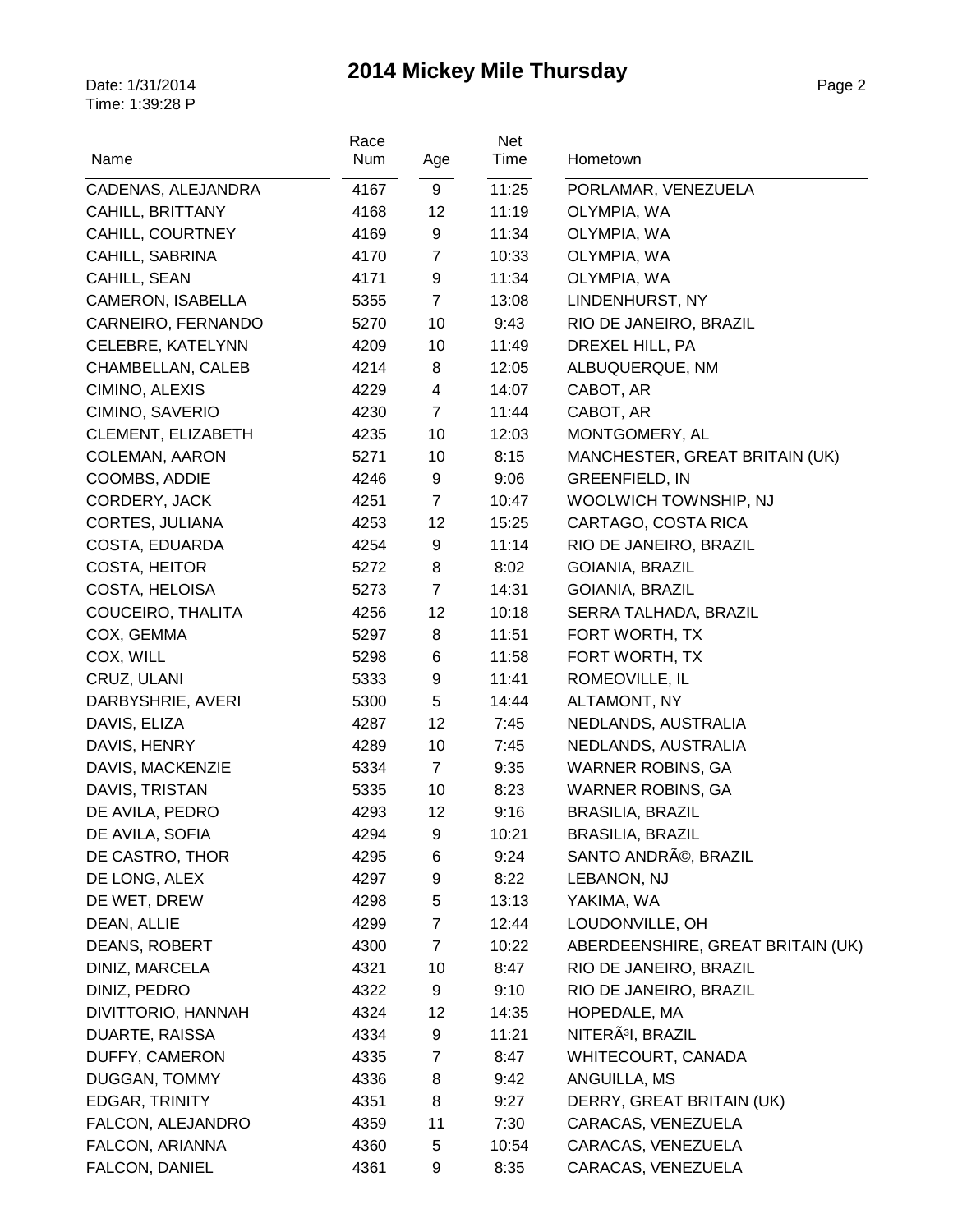# 2014 Mickey Mile Thursday

Date: 1/31/2014
Time: 1:39:28 P

| Name | Race Num | Age | Net Time | Hometown |
|---|---|---|---|---|
| CADENAS, ALEJANDRA | 4167 | 9 | 11:25 | PORLAMAR, VENEZUELA |
| CAHILL, BRITTANY | 4168 | 12 | 11:19 | OLYMPIA, WA |
| CAHILL, COURTNEY | 4169 | 9 | 11:34 | OLYMPIA, WA |
| CAHILL, SABRINA | 4170 | 7 | 10:33 | OLYMPIA, WA |
| CAHILL, SEAN | 4171 | 9 | 11:34 | OLYMPIA, WA |
| CAMERON, ISABELLA | 5355 | 7 | 13:08 | LINDENHURST, NY |
| CARNEIRO, FERNANDO | 5270 | 10 | 9:43 | RIO DE JANEIRO, BRAZIL |
| CELEBRE, KATELYNN | 4209 | 10 | 11:49 | DREXEL HILL, PA |
| CHAMBELLAN, CALEB | 4214 | 8 | 12:05 | ALBUQUERQUE, NM |
| CIMINO, ALEXIS | 4229 | 4 | 14:07 | CABOT, AR |
| CIMINO, SAVERIO | 4230 | 7 | 11:44 | CABOT, AR |
| CLEMENT, ELIZABETH | 4235 | 10 | 12:03 | MONTGOMERY, AL |
| COLEMAN, AARON | 5271 | 10 | 8:15 | MANCHESTER, GREAT BRITAIN (UK) |
| COOMBS, ADDIE | 4246 | 9 | 9:06 | GREENFIELD, IN |
| CORDERY, JACK | 4251 | 7 | 10:47 | WOOLWICH TOWNSHIP, NJ |
| CORTES, JULIANA | 4253 | 12 | 15:25 | CARTAGO, COSTA RICA |
| COSTA, EDUARDA | 4254 | 9 | 11:14 | RIO DE JANEIRO, BRAZIL |
| COSTA, HEITOR | 5272 | 8 | 8:02 | GOIANIA, BRAZIL |
| COSTA, HELOISA | 5273 | 7 | 14:31 | GOIANIA, BRAZIL |
| COUCEIRO, THALITA | 4256 | 12 | 10:18 | SERRA TALHADA, BRAZIL |
| COX, GEMMA | 5297 | 8 | 11:51 | FORT WORTH, TX |
| COX, WILL | 5298 | 6 | 11:58 | FORT WORTH, TX |
| CRUZ, ULANI | 5333 | 9 | 11:41 | ROMEOVILLE, IL |
| DARBYSHRIE, AVERI | 5300 | 5 | 14:44 | ALTAMONT, NY |
| DAVIS, ELIZA | 4287 | 12 | 7:45 | NEDLANDS, AUSTRALIA |
| DAVIS, HENRY | 4289 | 10 | 7:45 | NEDLANDS, AUSTRALIA |
| DAVIS, MACKENZIE | 5334 | 7 | 9:35 | WARNER ROBINS, GA |
| DAVIS, TRISTAN | 5335 | 10 | 8:23 | WARNER ROBINS, GA |
| DE AVILA, PEDRO | 4293 | 12 | 9:16 | BRASILIA, BRAZIL |
| DE AVILA, SOFIA | 4294 | 9 | 10:21 | BRASILIA, BRAZIL |
| DE CASTRO, THOR | 4295 | 6 | 9:24 | SANTO ANDRÃ©, BRAZIL |
| DE LONG, ALEX | 4297 | 9 | 8:22 | LEBANON, NJ |
| DE WET, DREW | 4298 | 5 | 13:13 | YAKIMA, WA |
| DEAN, ALLIE | 4299 | 7 | 12:44 | LOUDONVILLE, OH |
| DEANS, ROBERT | 4300 | 7 | 10:22 | ABERDEENSHIRE, GREAT BRITAIN (UK) |
| DINIZ, MARCELA | 4321 | 10 | 8:47 | RIO DE JANEIRO, BRAZIL |
| DINIZ, PEDRO | 4322 | 9 | 9:10 | RIO DE JANEIRO, BRAZIL |
| DIVITTORIO, HANNAH | 4324 | 12 | 14:35 | HOPEDALE, MA |
| DUARTE, RAISSA | 4334 | 9 | 11:21 | NITERÃ³I, BRAZIL |
| DUFFY, CAMERON | 4335 | 7 | 8:47 | WHITECOURT, CANADA |
| DUGGAN, TOMMY | 4336 | 8 | 9:42 | ANGUILLA, MS |
| EDGAR, TRINITY | 4351 | 8 | 9:27 | DERRY, GREAT BRITAIN (UK) |
| FALCON, ALEJANDRO | 4359 | 11 | 7:30 | CARACAS, VENEZUELA |
| FALCON, ARIANNA | 4360 | 5 | 10:54 | CARACAS, VENEZUELA |
| FALCON, DANIEL | 4361 | 9 | 8:35 | CARACAS, VENEZUELA |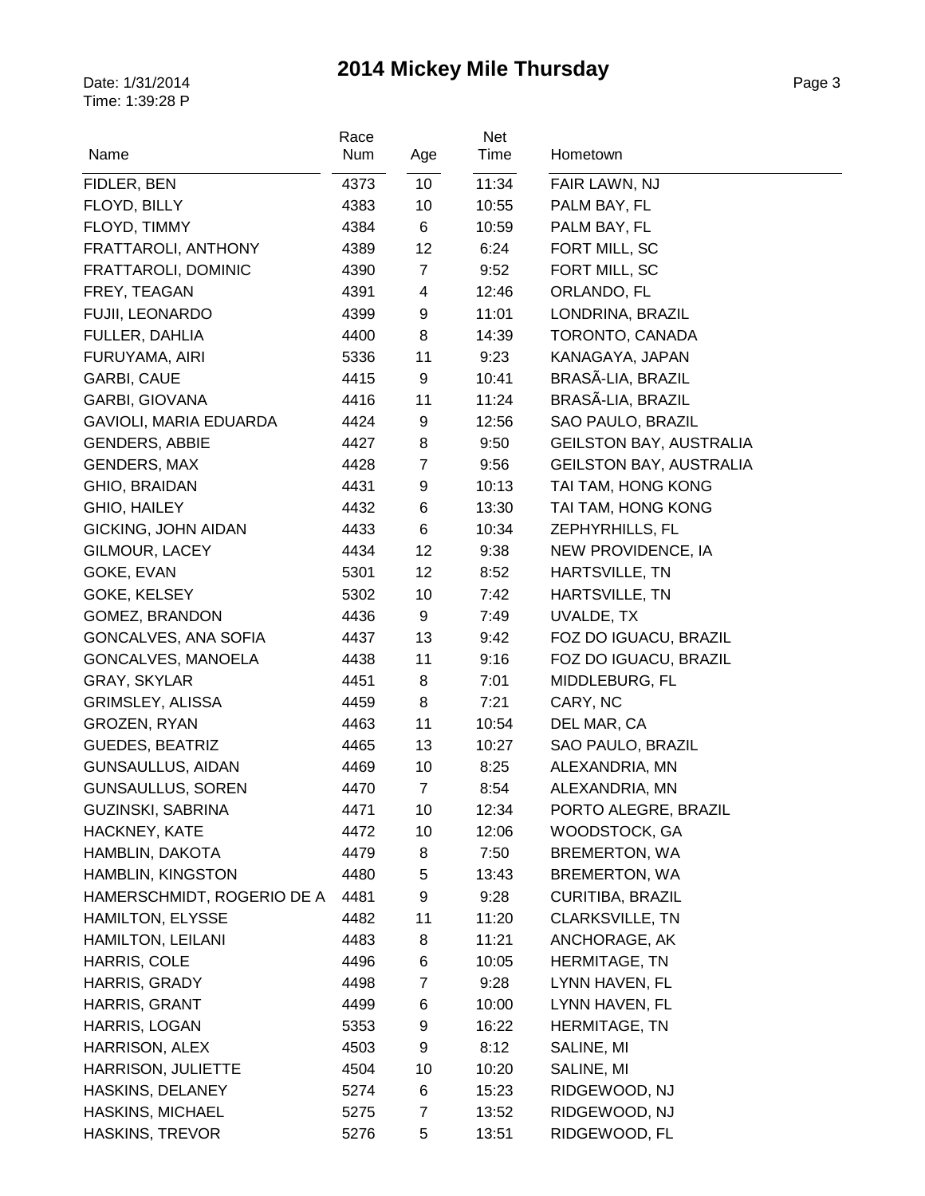# 2014 Mickey Mile Thursday

Date: 1/31/2014
Time: 1:39:28 P

| Name | Race Num | Age | Net Time | Hometown |
|---|---|---|---|---|
| FIDLER, BEN | 4373 | 10 | 11:34 | FAIR LAWN, NJ |
| FLOYD, BILLY | 4383 | 10 | 10:55 | PALM BAY, FL |
| FLOYD, TIMMY | 4384 | 6 | 10:59 | PALM BAY, FL |
| FRATTAROLI, ANTHONY | 4389 | 12 | 6:24 | FORT MILL, SC |
| FRATTAROLI, DOMINIC | 4390 | 7 | 9:52 | FORT MILL, SC |
| FREY, TEAGAN | 4391 | 4 | 12:46 | ORLANDO, FL |
| FUJII, LEONARDO | 4399 | 9 | 11:01 | LONDRINA, BRAZIL |
| FULLER, DAHLIA | 4400 | 8 | 14:39 | TORONTO, CANADA |
| FURUYAMA, AIRI | 5336 | 11 | 9:23 | KANAGAYA, JAPAN |
| GARBI, CAUE | 4415 | 9 | 10:41 | BRASÃ-LIA, BRAZIL |
| GARBI, GIOVANA | 4416 | 11 | 11:24 | BRASÃ-LIA, BRAZIL |
| GAVIOLI, MARIA EDUARDA | 4424 | 9 | 12:56 | SAO PAULO, BRAZIL |
| GENDERS, ABBIE | 4427 | 8 | 9:50 | GEILSTON BAY, AUSTRALIA |
| GENDERS, MAX | 4428 | 7 | 9:56 | GEILSTON BAY, AUSTRALIA |
| GHIO, BRAIDAN | 4431 | 9 | 10:13 | TAI TAM, HONG KONG |
| GHIO, HAILEY | 4432 | 6 | 13:30 | TAI TAM, HONG KONG |
| GICKING, JOHN AIDAN | 4433 | 6 | 10:34 | ZEPHYRHILLS, FL |
| GILMOUR, LACEY | 4434 | 12 | 9:38 | NEW PROVIDENCE, IA |
| GOKE, EVAN | 5301 | 12 | 8:52 | HARTSVILLE, TN |
| GOKE, KELSEY | 5302 | 10 | 7:42 | HARTSVILLE, TN |
| GOMEZ, BRANDON | 4436 | 9 | 7:49 | UVALDE, TX |
| GONCALVES, ANA SOFIA | 4437 | 13 | 9:42 | FOZ DO IGUACU, BRAZIL |
| GONCALVES, MANOELA | 4438 | 11 | 9:16 | FOZ DO IGUACU, BRAZIL |
| GRAY, SKYLAR | 4451 | 8 | 7:01 | MIDDLEBURG, FL |
| GRIMSLEY, ALISSA | 4459 | 8 | 7:21 | CARY, NC |
| GROZEN, RYAN | 4463 | 11 | 10:54 | DEL MAR, CA |
| GUEDES, BEATRIZ | 4465 | 13 | 10:27 | SAO PAULO, BRAZIL |
| GUNSAULLUS, AIDAN | 4469 | 10 | 8:25 | ALEXANDRIA, MN |
| GUNSAULLUS, SOREN | 4470 | 7 | 8:54 | ALEXANDRIA, MN |
| GUZINSKI, SABRINA | 4471 | 10 | 12:34 | PORTO ALEGRE, BRAZIL |
| HACKNEY, KATE | 4472 | 10 | 12:06 | WOODSTOCK, GA |
| HAMBLIN, DAKOTA | 4479 | 8 | 7:50 | BREMERTON, WA |
| HAMBLIN, KINGSTON | 4480 | 5 | 13:43 | BREMERTON, WA |
| HAMERSCHMIDT, ROGERIO DE A | 4481 | 9 | 9:28 | CURITIBA, BRAZIL |
| HAMILTON, ELYSSE | 4482 | 11 | 11:20 | CLARKSVILLE, TN |
| HAMILTON, LEILANI | 4483 | 8 | 11:21 | ANCHORAGE, AK |
| HARRIS, COLE | 4496 | 6 | 10:05 | HERMITAGE, TN |
| HARRIS, GRADY | 4498 | 7 | 9:28 | LYNN HAVEN, FL |
| HARRIS, GRANT | 4499 | 6 | 10:00 | LYNN HAVEN, FL |
| HARRIS, LOGAN | 5353 | 9 | 16:22 | HERMITAGE, TN |
| HARRISON, ALEX | 4503 | 9 | 8:12 | SALINE, MI |
| HARRISON, JULIETTE | 4504 | 10 | 10:20 | SALINE, MI |
| HASKINS, DELANEY | 5274 | 6 | 15:23 | RIDGEWOOD, NJ |
| HASKINS, MICHAEL | 5275 | 7 | 13:52 | RIDGEWOOD, NJ |
| HASKINS, TREVOR | 5276 | 5 | 13:51 | RIDGEWOOD, FL |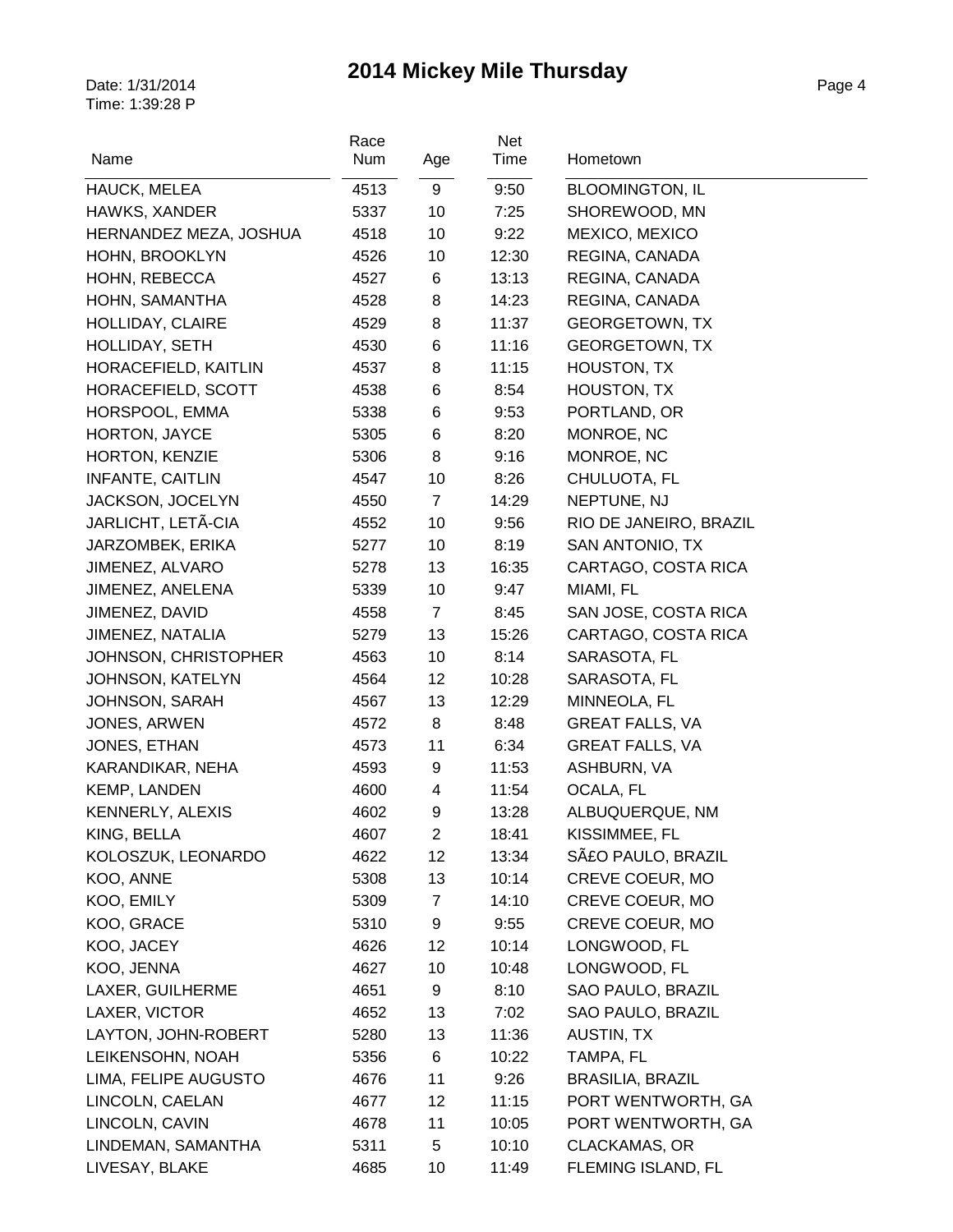# 2014 Mickey Mile Thursday

Date: 1/31/2014
Time: 1:39:28 P

| Name | Race Num | Age | Net Time | Hometown |
|---|---|---|---|---|
| HAUCK, MELEA | 4513 | 9 | 9:50 | BLOOMINGTON, IL |
| HAWKS, XANDER | 5337 | 10 | 7:25 | SHOREWOOD, MN |
| HERNANDEZ MEZA, JOSHUA | 4518 | 10 | 9:22 | MEXICO, MEXICO |
| HOHN, BROOKLYN | 4526 | 10 | 12:30 | REGINA, CANADA |
| HOHN, REBECCA | 4527 | 6 | 13:13 | REGINA, CANADA |
| HOHN, SAMANTHA | 4528 | 8 | 14:23 | REGINA, CANADA |
| HOLLIDAY, CLAIRE | 4529 | 8 | 11:37 | GEORGETOWN, TX |
| HOLLIDAY, SETH | 4530 | 6 | 11:16 | GEORGETOWN, TX |
| HORACEFIELD, KAITLIN | 4537 | 8 | 11:15 | HOUSTON, TX |
| HORACEFIELD, SCOTT | 4538 | 6 | 8:54 | HOUSTON, TX |
| HORSPOOL, EMMA | 5338 | 6 | 9:53 | PORTLAND, OR |
| HORTON, JAYCE | 5305 | 6 | 8:20 | MONROE, NC |
| HORTON, KENZIE | 5306 | 8 | 9:16 | MONROE, NC |
| INFANTE, CAITLIN | 4547 | 10 | 8:26 | CHULUOTA, FL |
| JACKSON, JOCELYN | 4550 | 7 | 14:29 | NEPTUNE, NJ |
| JARLICHT, LETÃ-CIA | 4552 | 10 | 9:56 | RIO DE JANEIRO, BRAZIL |
| JARZOMBEK, ERIKA | 5277 | 10 | 8:19 | SAN ANTONIO, TX |
| JIMENEZ, ALVARO | 5278 | 13 | 16:35 | CARTAGO, COSTA RICA |
| JIMENEZ, ANELENA | 5339 | 10 | 9:47 | MIAMI, FL |
| JIMENEZ, DAVID | 4558 | 7 | 8:45 | SAN JOSE, COSTA RICA |
| JIMENEZ, NATALIA | 5279 | 13 | 15:26 | CARTAGO, COSTA RICA |
| JOHNSON, CHRISTOPHER | 4563 | 10 | 8:14 | SARASOTA, FL |
| JOHNSON, KATELYN | 4564 | 12 | 10:28 | SARASOTA, FL |
| JOHNSON, SARAH | 4567 | 13 | 12:29 | MINNEOLA, FL |
| JONES, ARWEN | 4572 | 8 | 8:48 | GREAT FALLS, VA |
| JONES, ETHAN | 4573 | 11 | 6:34 | GREAT FALLS, VA |
| KARANDIKAR, NEHA | 4593 | 9 | 11:53 | ASHBURN, VA |
| KEMP, LANDEN | 4600 | 4 | 11:54 | OCALA, FL |
| KENNERLY, ALEXIS | 4602 | 9 | 13:28 | ALBUQUERQUE, NM |
| KING, BELLA | 4607 | 2 | 18:41 | KISSIMMEE, FL |
| KOLOSZUK, LEONARDO | 4622 | 12 | 13:34 | SÃ£O PAULO, BRAZIL |
| KOO, ANNE | 5308 | 13 | 10:14 | CREVE COEUR, MO |
| KOO, EMILY | 5309 | 7 | 14:10 | CREVE COEUR, MO |
| KOO, GRACE | 5310 | 9 | 9:55 | CREVE COEUR, MO |
| KOO, JACEY | 4626 | 12 | 10:14 | LONGWOOD, FL |
| KOO, JENNA | 4627 | 10 | 10:48 | LONGWOOD, FL |
| LAXER, GUILHERME | 4651 | 9 | 8:10 | SAO PAULO, BRAZIL |
| LAXER, VICTOR | 4652 | 13 | 7:02 | SAO PAULO, BRAZIL |
| LAYTON, JOHN-ROBERT | 5280 | 13 | 11:36 | AUSTIN, TX |
| LEIKENSOHN, NOAH | 5356 | 6 | 10:22 | TAMPA, FL |
| LIMA, FELIPE AUGUSTO | 4676 | 11 | 9:26 | BRASILIA, BRAZIL |
| LINCOLN, CAELAN | 4677 | 12 | 11:15 | PORT WENTWORTH, GA |
| LINCOLN, CAVIN | 4678 | 11 | 10:05 | PORT WENTWORTH, GA |
| LINDEMAN, SAMANTHA | 5311 | 5 | 10:10 | CLACKAMAS, OR |
| LIVESAY, BLAKE | 4685 | 10 | 11:49 | FLEMING ISLAND, FL |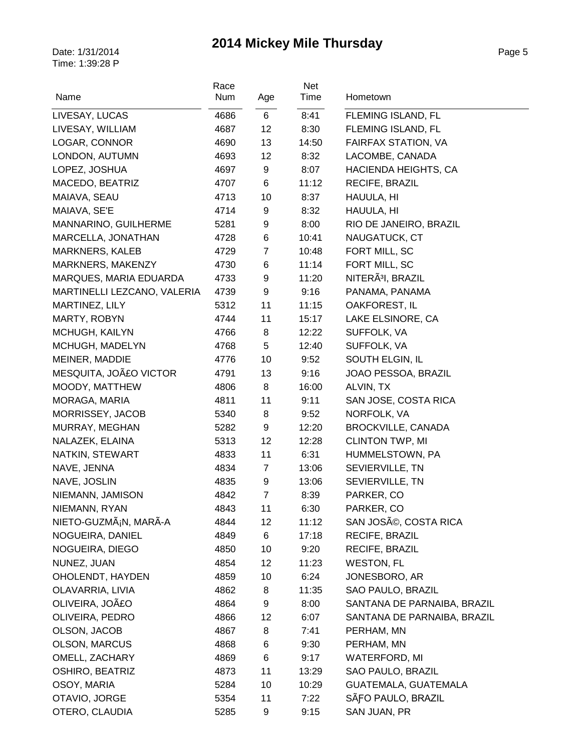# 2014 Mickey Mile Thursday

Date: 1/31/2014
Time: 1:39:28 P

| Name | Race Num | Age | Net Time | Hometown |
|---|---|---|---|---|
| LIVESAY, LUCAS | 4686 | 6 | 8:41 | FLEMING ISLAND, FL |
| LIVESAY, WILLIAM | 4687 | 12 | 8:30 | FLEMING ISLAND, FL |
| LOGAR, CONNOR | 4690 | 13 | 14:50 | FAIRFAX STATION, VA |
| LONDON, AUTUMN | 4693 | 12 | 8:32 | LACOMBE, CANADA |
| LOPEZ, JOSHUA | 4697 | 9 | 8:07 | HACIENDA HEIGHTS, CA |
| MACEDO, BEATRIZ | 4707 | 6 | 11:12 | RECIFE, BRAZIL |
| MAIAVA, SEAU | 4713 | 10 | 8:37 | HAUULA, HI |
| MAIAVA, SE'E | 4714 | 9 | 8:32 | HAUULA, HI |
| MANNARINO, GUILHERME | 5281 | 9 | 8:00 | RIO DE JANEIRO, BRAZIL |
| MARCELLA, JONATHAN | 4728 | 6 | 10:41 | NAUGATUCK, CT |
| MARKNERS, KALEB | 4729 | 7 | 10:48 | FORT MILL, SC |
| MARKNERS, MAKENZY | 4730 | 6 | 11:14 | FORT MILL, SC |
| MARQUES, MARIA EDUARDA | 4733 | 9 | 11:20 | NITERÃ³I, BRAZIL |
| MARTINELLI LEZCANO, VALERIA | 4739 | 9 | 9:16 | PANAMA, PANAMA |
| MARTINEZ, LILY | 5312 | 11 | 11:15 | OAKFOREST, IL |
| MARTY, ROBYN | 4744 | 11 | 15:17 | LAKE ELSINORE, CA |
| MCHUGH, KAILYN | 4766 | 8 | 12:22 | SUFFOLK, VA |
| MCHUGH, MADELYN | 4768 | 5 | 12:40 | SUFFOLK, VA |
| MEINER, MADDIE | 4776 | 10 | 9:52 | SOUTH ELGIN, IL |
| MESQUITA, JOÃ£O VICTOR | 4791 | 13 | 9:16 | JOAO PESSOA, BRAZIL |
| MOODY, MATTHEW | 4806 | 8 | 16:00 | ALVIN, TX |
| MORAGA, MARIA | 4811 | 11 | 9:11 | SAN JOSE, COSTA RICA |
| MORRISSEY, JACOB | 5340 | 8 | 9:52 | NORFOLK, VA |
| MURRAY, MEGHAN | 5282 | 9 | 12:20 | BROCKVILLE, CANADA |
| NALAZEK, ELAINA | 5313 | 12 | 12:28 | CLINTON TWP, MI |
| NATKIN, STEWART | 4833 | 11 | 6:31 | HUMMELSTOWN, PA |
| NAVE, JENNA | 4834 | 7 | 13:06 | SEVIERVILLE, TN |
| NAVE, JOSLIN | 4835 | 9 | 13:06 | SEVIERVILLE, TN |
| NIEMANN, JAMISON | 4842 | 7 | 8:39 | PARKER, CO |
| NIEMANN, RYAN | 4843 | 11 | 6:30 | PARKER, CO |
| NIETO-GUZMÃ¡N, MARÃ­A | 4844 | 12 | 11:12 | SAN JOSÃ©, COSTA RICA |
| NOGUEIRA, DANIEL | 4849 | 6 | 17:18 | RECIFE, BRAZIL |
| NOGUEIRA, DIEGO | 4850 | 10 | 9:20 | RECIFE, BRAZIL |
| NUNEZ, JUAN | 4854 | 12 | 11:23 | WESTON, FL |
| OHOLENDT, HAYDEN | 4859 | 10 | 6:24 | JONESBORO, AR |
| OLAVARRIA, LIVIA | 4862 | 8 | 11:35 | SAO PAULO, BRAZIL |
| OLIVEIRA, JOÃ£O | 4864 | 9 | 8:00 | SANTANA DE PARNAIBA, BRAZIL |
| OLIVEIRA, PEDRO | 4866 | 12 | 6:07 | SANTANA DE PARNAIBA, BRAZIL |
| OLSON, JACOB | 4867 | 8 | 7:41 | PERHAM, MN |
| OLSON, MARCUS | 4868 | 6 | 9:30 | PERHAM, MN |
| OMELL, ZACHARY | 4869 | 6 | 9:17 | WATERFORD, MI |
| OSHIRO, BEATRIZ | 4873 | 11 | 13:29 | SAO PAULO, BRAZIL |
| OSOY, MARIA | 5284 | 10 | 10:29 | GUATEMALA, GUATEMALA |
| OTAVIO, JORGE | 5354 | 11 | 7:22 | SÃƑO PAULO, BRAZIL |
| OTERO, CLAUDIA | 5285 | 9 | 9:15 | SAN JUAN, PR |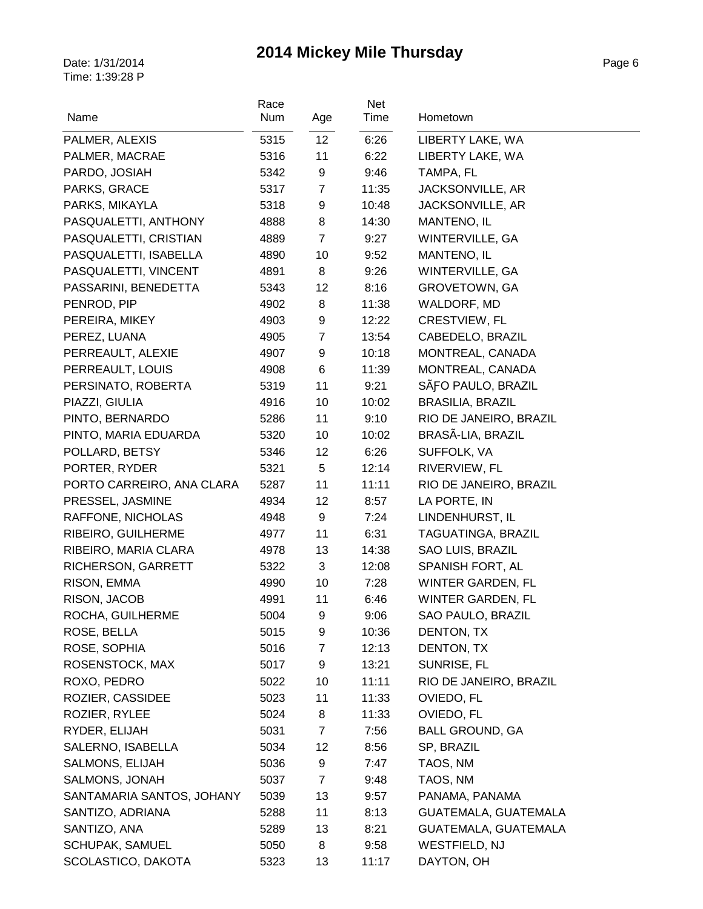# 2014 Mickey Mile Thursday

Date: 1/31/2014
Time: 1:39:28 P

| Name | Race Num | Age | Net Time | Hometown |
|---|---|---|---|---|
| PALMER, ALEXIS | 5315 | 12 | 6:26 | LIBERTY LAKE, WA |
| PALMER, MACRAE | 5316 | 11 | 6:22 | LIBERTY LAKE, WA |
| PARDO, JOSIAH | 5342 | 9 | 9:46 | TAMPA, FL |
| PARKS, GRACE | 5317 | 7 | 11:35 | JACKSONVILLE, AR |
| PARKS, MIKAYLA | 5318 | 9 | 10:48 | JACKSONVILLE, AR |
| PASQUALETTI, ANTHONY | 4888 | 8 | 14:30 | MANTENO, IL |
| PASQUALETTI, CRISTIAN | 4889 | 7 | 9:27 | WINTERVILLE, GA |
| PASQUALETTI, ISABELLA | 4890 | 10 | 9:52 | MANTENO, IL |
| PASQUALETTI, VINCENT | 4891 | 8 | 9:26 | WINTERVILLE, GA |
| PASSARINI, BENEDETTA | 5343 | 12 | 8:16 | GROVETOWN, GA |
| PENROD, PIP | 4902 | 8 | 11:38 | WALDORF, MD |
| PEREIRA, MIKEY | 4903 | 9 | 12:22 | CRESTVIEW, FL |
| PEREZ, LUANA | 4905 | 7 | 13:54 | CABEDELO, BRAZIL |
| PERREAULT, ALEXIE | 4907 | 9 | 10:18 | MONTREAL, CANADA |
| PERREAULT, LOUIS | 4908 | 6 | 11:39 | MONTREAL, CANADA |
| PERSINATO, ROBERTA | 5319 | 11 | 9:21 | SÃƑO PAULO, BRAZIL |
| PIAZZI, GIULIA | 4916 | 10 | 10:02 | BRASILIA, BRAZIL |
| PINTO, BERNARDO | 5286 | 11 | 9:10 | RIO DE JANEIRO, BRAZIL |
| PINTO, MARIA EDUARDA | 5320 | 10 | 10:02 | BRASÃ-LIA, BRAZIL |
| POLLARD, BETSY | 5346 | 12 | 6:26 | SUFFOLK, VA |
| PORTER, RYDER | 5321 | 5 | 12:14 | RIVERVIEW, FL |
| PORTO CARREIRO, ANA CLARA | 5287 | 11 | 11:11 | RIO DE JANEIRO, BRAZIL |
| PRESSEL, JASMINE | 4934 | 12 | 8:57 | LA PORTE, IN |
| RAFFONE, NICHOLAS | 4948 | 9 | 7:24 | LINDENHURST, IL |
| RIBEIRO, GUILHERME | 4977 | 11 | 6:31 | TAGUATINGA, BRAZIL |
| RIBEIRO, MARIA CLARA | 4978 | 13 | 14:38 | SAO LUIS, BRAZIL |
| RICHERSON, GARRETT | 5322 | 3 | 12:08 | SPANISH FORT, AL |
| RISON, EMMA | 4990 | 10 | 7:28 | WINTER GARDEN, FL |
| RISON, JACOB | 4991 | 11 | 6:46 | WINTER GARDEN, FL |
| ROCHA, GUILHERME | 5004 | 9 | 9:06 | SAO PAULO, BRAZIL |
| ROSE, BELLA | 5015 | 9 | 10:36 | DENTON, TX |
| ROSE, SOPHIA | 5016 | 7 | 12:13 | DENTON, TX |
| ROSENSTOCK, MAX | 5017 | 9 | 13:21 | SUNRISE, FL |
| ROXO, PEDRO | 5022 | 10 | 11:11 | RIO DE JANEIRO, BRAZIL |
| ROZIER, CASSIDEE | 5023 | 11 | 11:33 | OVIEDO, FL |
| ROZIER, RYLEE | 5024 | 8 | 11:33 | OVIEDO, FL |
| RYDER, ELIJAH | 5031 | 7 | 7:56 | BALL GROUND, GA |
| SALERNO, ISABELLA | 5034 | 12 | 8:56 | SP, BRAZIL |
| SALMONS, ELIJAH | 5036 | 9 | 7:47 | TAOS, NM |
| SALMONS, JONAH | 5037 | 7 | 9:48 | TAOS, NM |
| SANTAMARIA SANTOS, JOHANY | 5039 | 13 | 9:57 | PANAMA, PANAMA |
| SANTIZO, ADRIANA | 5288 | 11 | 8:13 | GUATEMALA, GUATEMALA |
| SANTIZO, ANA | 5289 | 13 | 8:21 | GUATEMALA, GUATEMALA |
| SCHUPAK, SAMUEL | 5050 | 8 | 9:58 | WESTFIELD, NJ |
| SCOLASTICO, DAKOTA | 5323 | 13 | 11:17 | DAYTON, OH |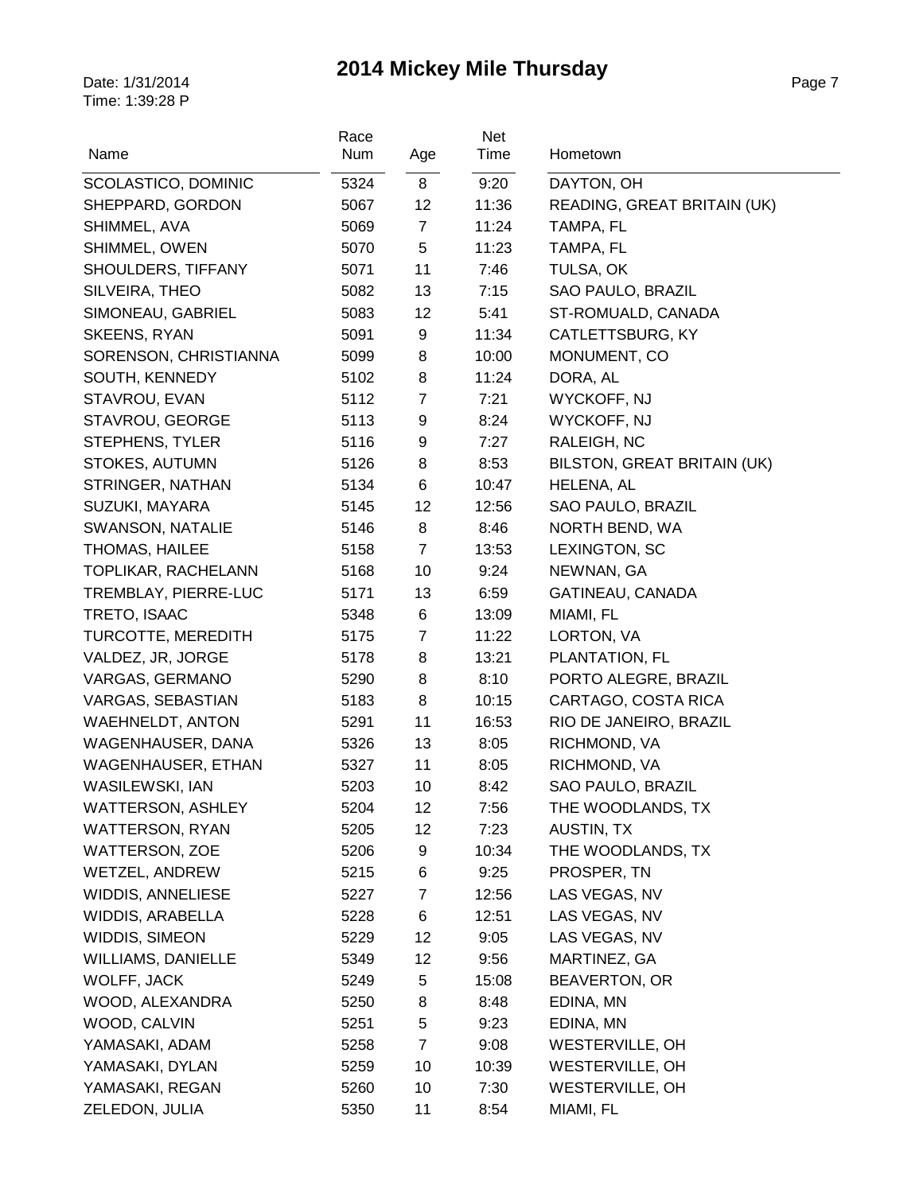# 2014 Mickey Mile Thursday

Date: 1/31/2014
Time: 1:39:28 P

| Name | Race Num | Age | Net Time | Hometown |
|---|---|---|---|---|
| SCOLASTICO, DOMINIC | 5324 | 8 | 9:20 | DAYTON, OH |
| SHEPPARD, GORDON | 5067 | 12 | 11:36 | READING, GREAT BRITAIN (UK) |
| SHIMMEL, AVA | 5069 | 7 | 11:24 | TAMPA, FL |
| SHIMMEL, OWEN | 5070 | 5 | 11:23 | TAMPA, FL |
| SHOULDERS, TIFFANY | 5071 | 11 | 7:46 | TULSA, OK |
| SILVEIRA, THEO | 5082 | 13 | 7:15 | SAO PAULO, BRAZIL |
| SIMONEAU, GABRIEL | 5083 | 12 | 5:41 | ST-ROMUALD, CANADA |
| SKEENS, RYAN | 5091 | 9 | 11:34 | CATLETTSBURG, KY |
| SORENSON, CHRISTIANNA | 5099 | 8 | 10:00 | MONUMENT, CO |
| SOUTH, KENNEDY | 5102 | 8 | 11:24 | DORA, AL |
| STAVROU, EVAN | 5112 | 7 | 7:21 | WYCKOFF, NJ |
| STAVROU, GEORGE | 5113 | 9 | 8:24 | WYCKOFF, NJ |
| STEPHENS, TYLER | 5116 | 9 | 7:27 | RALEIGH, NC |
| STOKES, AUTUMN | 5126 | 8 | 8:53 | BILSTON, GREAT BRITAIN (UK) |
| STRINGER, NATHAN | 5134 | 6 | 10:47 | HELENA, AL |
| SUZUKI, MAYARA | 5145 | 12 | 12:56 | SAO PAULO, BRAZIL |
| SWANSON, NATALIE | 5146 | 8 | 8:46 | NORTH BEND, WA |
| THOMAS, HAILEE | 5158 | 7 | 13:53 | LEXINGTON, SC |
| TOPLIKAR, RACHELANN | 5168 | 10 | 9:24 | NEWNAN, GA |
| TREMBLAY, PIERRE-LUC | 5171 | 13 | 6:59 | GATINEAU, CANADA |
| TRETO, ISAAC | 5348 | 6 | 13:09 | MIAMI, FL |
| TURCOTTE, MEREDITH | 5175 | 7 | 11:22 | LORTON, VA |
| VALDEZ, JR, JORGE | 5178 | 8 | 13:21 | PLANTATION, FL |
| VARGAS, GERMANO | 5290 | 8 | 8:10 | PORTO ALEGRE, BRAZIL |
| VARGAS, SEBASTIAN | 5183 | 8 | 10:15 | CARTAGO, COSTA RICA |
| WAEHNELDT, ANTON | 5291 | 11 | 16:53 | RIO DE JANEIRO, BRAZIL |
| WAGENHAUSER, DANA | 5326 | 13 | 8:05 | RICHMOND, VA |
| WAGENHAUSER, ETHAN | 5327 | 11 | 8:05 | RICHMOND, VA |
| WASILEWSKI, IAN | 5203 | 10 | 8:42 | SAO PAULO, BRAZIL |
| WATTERSON, ASHLEY | 5204 | 12 | 7:56 | THE WOODLANDS, TX |
| WATTERSON, RYAN | 5205 | 12 | 7:23 | AUSTIN, TX |
| WATTERSON, ZOE | 5206 | 9 | 10:34 | THE WOODLANDS, TX |
| WETZEL, ANDREW | 5215 | 6 | 9:25 | PROSPER, TN |
| WIDDIS, ANNELIESE | 5227 | 7 | 12:56 | LAS VEGAS, NV |
| WIDDIS, ARABELLA | 5228 | 6 | 12:51 | LAS VEGAS, NV |
| WIDDIS, SIMEON | 5229 | 12 | 9:05 | LAS VEGAS, NV |
| WILLIAMS, DANIELLE | 5349 | 12 | 9:56 | MARTINEZ, GA |
| WOLFF, JACK | 5249 | 5 | 15:08 | BEAVERTON, OR |
| WOOD, ALEXANDRA | 5250 | 8 | 8:48 | EDINA, MN |
| WOOD, CALVIN | 5251 | 5 | 9:23 | EDINA, MN |
| YAMASAKI, ADAM | 5258 | 7 | 9:08 | WESTERVILLE, OH |
| YAMASAKI, DYLAN | 5259 | 10 | 10:39 | WESTERVILLE, OH |
| YAMASAKI, REGAN | 5260 | 10 | 7:30 | WESTERVILLE, OH |
| ZELEDON, JULIA | 5350 | 11 | 8:54 | MIAMI, FL |